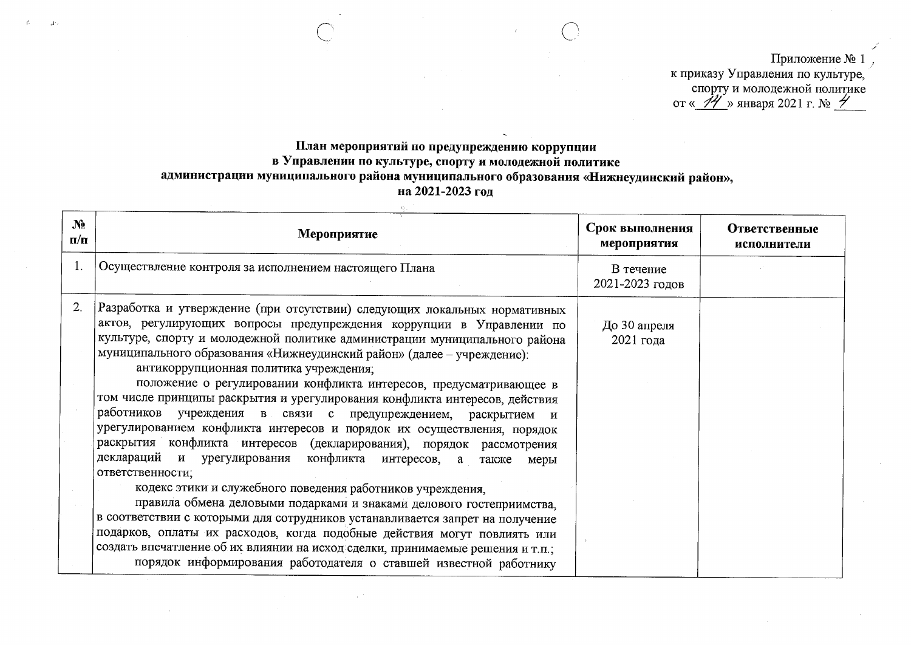Приложение № 1
к приказу Управления по культуре,
спорту и молодежной политике
от «14» января 2021 г. № 4

**План мероприятий по предупреждению коррупции**
**в Управлении по культуре, спорту и молодежной политике**
**администрации муниципального района муниципального образования «Нижнеудинский район»,**
**на 2021-2023 год**

| № п/п | Мероприятие | Срок выполнения мероприятия | Ответственные исполнители |
|---|---|---|---|
| 1. | Осуществление контроля за исполнением настоящего Плана | В течение 2021-2023 годов | |
| 2. | Разработка и утверждение (при отсутствии) следующих локальных нормативных актов, регулирующих вопросы предупреждения коррупции в Управлении по культуре, спорту и молодежной политике администрации муниципального района муниципального образования «Нижнеудинский район» (далее – учреждение):<br>антикоррупционная политика учреждения;<br>положение о регулировании конфликта интересов, предусматривающее в том числе принципы раскрытия и урегулирования конфликта интересов, действия работников учреждения в связи с предупреждением, раскрытием и урегулированием конфликта интересов и порядок их осуществления, порядок раскрытия конфликта интересов (декларирования), порядок рассмотрения деклараций и урегулирования конфликта интересов, а также меры ответственности;<br>кодекс этики и служебного поведения работников учреждения,<br>правила обмена деловыми подарками и знаками делового гостеприимства, в соответствии с которыми для сотрудников устанавливается запрет на получение подарков, оплаты их расходов, когда подобные действия могут повлиять или создать впечатление об их влиянии на исход сделки, принимаемые решения и т.п.;<br>порядок информирования работодателя о ставшей известной работнику | До 30 апреля 2021 года | |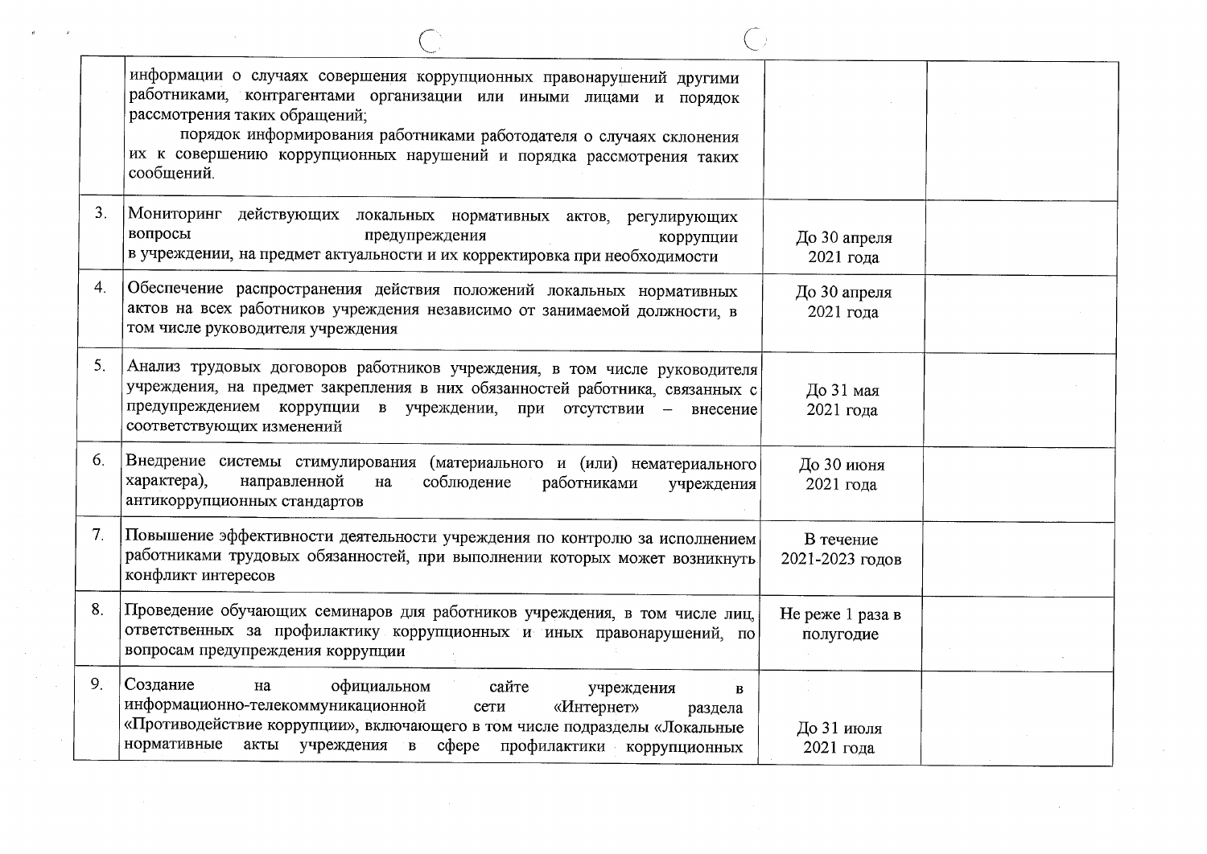| | | | |
|---|---|---|---|
| | информации о случаях совершения коррупционных правонарушений другими работниками, контрагентами организации или иными лицами и порядок рассмотрения таких обращений;<br>порядок информирования работниками работодателя о случаях склонения их к совершению коррупционных нарушений и порядка рассмотрения таких сообщений. | | |
| 3. | Мониторинг действующих локальных нормативных актов, регулирующих вопросы предупреждения коррупции в учреждении, на предмет актуальности и их корректировка при необходимости | До 30 апреля 2021 года | |
| 4. | Обеспечение распространения действия положений локальных нормативных актов на всех работников учреждения независимо от занимаемой должности, в том числе руководителя учреждения | До 30 апреля 2021 года | |
| 5. | Анализ трудовых договоров работников учреждения, в том числе руководителя учреждения, на предмет закрепления в них обязанностей работника, связанных с предупреждением коррупции в учреждении, при отсутствии – внесение соответствующих изменений | До 31 мая 2021 года | |
| 6. | Внедрение системы стимулирования (материального и (или) нематериального характера), направленной на соблюдение работниками учреждения антикоррупционных стандартов | До 30 июня 2021 года | |
| 7. | Повышение эффективности деятельности учреждения по контролю за исполнением работниками трудовых обязанностей, при выполнении которых может возникнуть конфликт интересов | В течение 2021-2023 годов | |
| 8. | Проведение обучающих семинаров для работников учреждения, в том числе лиц, ответственных за профилактику коррупционных и иных правонарушений, по вопросам предупреждения коррупции | Не реже 1 раза в полугодие | |
| 9. | Создание на официальном сайте учреждения в информационно-телекоммуникационной сети «Интернет» раздела «Противодействие коррупции», включающего в том числе подразделы «Локальные нормативные акты учреждения в сфере профилактики коррупционных | До 31 июля 2021 года | |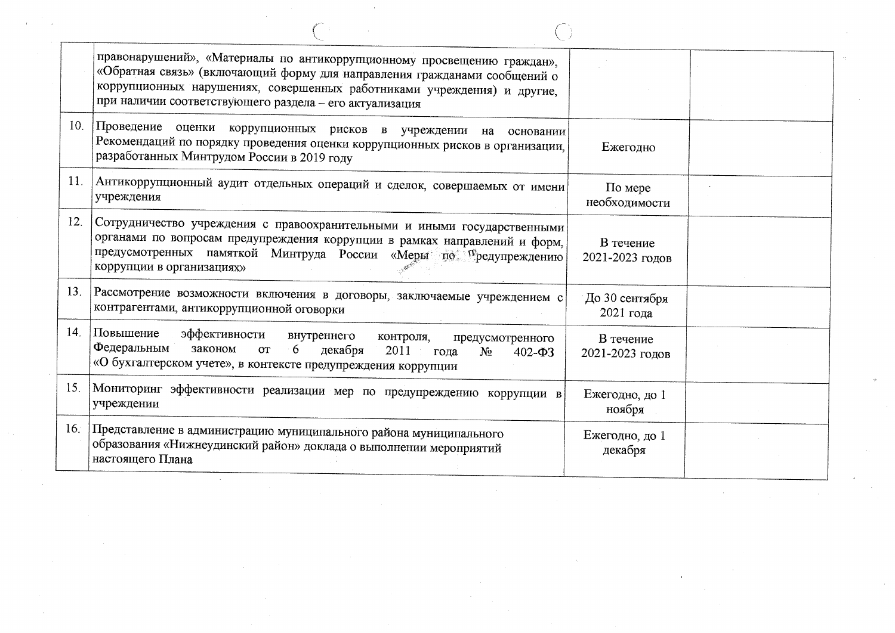| | | | |
|---|---|---|---|
| | правонарушений», «Материалы по антикоррупционному просвещению граждан», «Обратная связь» (включающий форму для направления гражданами сообщений о коррупционных нарушениях, совершенных работниками учреждения) и другие, при наличии соответствующего раздела – его актуализация | | |
| 10. | Проведение оценки коррупционных рисков в учреждении на основании Рекомендаций по порядку проведения оценки коррупционных рисков в организации, разработанных Минтрудом России в 2019 году | Ежегодно | |
| 11. | Антикоррупционный аудит отдельных операций и сделок, совершаемых от имени учреждения | По мере необходимости | |
| 12. | Сотрудничество учреждения с правоохранительными и иными государственными органами по вопросам предупреждения коррупции в рамках направлений и форм, предусмотренных памяткой Минтруда России «Меры по предупреждению коррупции в организациях» | В течение 2021-2023 годов | |
| 13. | Рассмотрение возможности включения в договоры, заключаемые учреждением с контрагентами, антикоррупционной оговорки | До 30 сентября 2021 года | |
| 14. | Повышение эффективности внутреннего контроля, предусмотренного Федеральным законом от 6 декабря 2011 года № 402-ФЗ «О бухгалтерском учете», в контексте предупреждения коррупции | В течение 2021-2023 годов | |
| 15. | Мониторинг эффективности реализации мер по предупреждению коррупции в учреждении | Ежегодно, до 1 ноября | |
| 16. | Представление в администрацию муниципального района муниципального образования «Нижнеудинский район» доклада о выполнении мероприятий настоящего Плана | Ежегодно, до 1 декабря | |